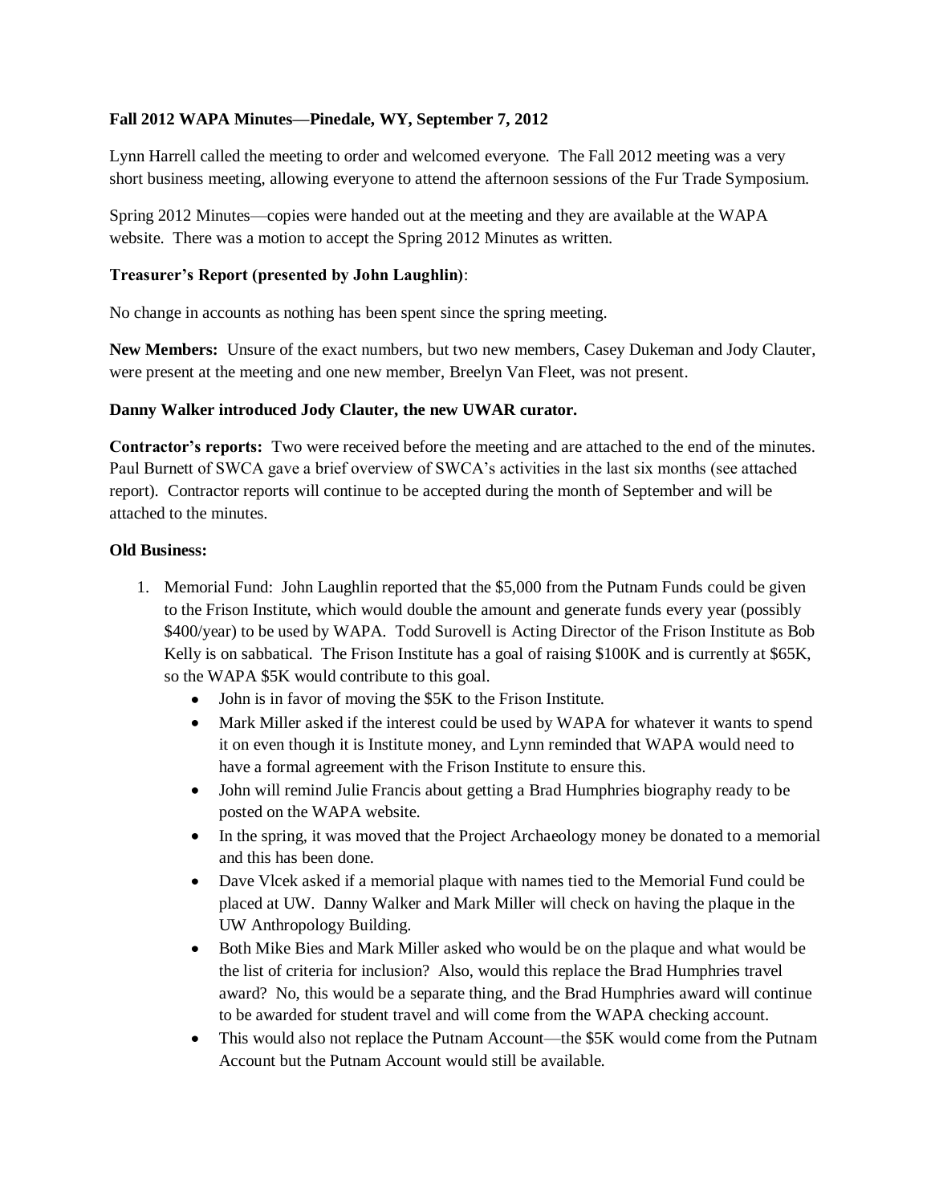**Fall 2012 WAPA Minutes—Pinedale, WY, September 7, 2012**

Lynn Harrell called the meeting to order and welcomed everyone. The Fall 2012 meeting was a very short business meeting, allowing everyone to attend the afternoon sessions of the Fur Trade Symposium.

Spring 2012 Minutes—copies were handed out at the meeting and they are available at the WAPA website. There was a motion to accept the Spring 2012 Minutes as written.

**Treasurer's Report (presented by John Laughlin)**:

No change in accounts as nothing has been spent since the spring meeting.

**New Members:** Unsure of the exact numbers, but two new members, Casey Dukeman and Jody Clauter, were present at the meeting and one new member, Breelyn Van Fleet, was not present.

**Danny Walker introduced Jody Clauter, the new UWAR curator.**

**Contractor's reports:** Two were received before the meeting and are attached to the end of the minutes. Paul Burnett of SWCA gave a brief overview of SWCA's activities in the last six months (see attached report). Contractor reports will continue to be accepted during the month of September and will be attached to the minutes.

**Old Business:**

1. Memorial Fund: John Laughlin reported that the $5,000 from the Putnam Funds could be given to the Frison Institute, which would double the amount and generate funds every year (possibly $400/year) to be used by WAPA. Todd Surovell is Acting Director of the Frison Institute as Bob Kelly is on sabbatical. The Frison Institute has a goal of raising $100K and is currently at $65K, so the WAPA $5K would contribute to this goal.
   - John is in favor of moving the $5K to the Frison Institute.
   - Mark Miller asked if the interest could be used by WAPA for whatever it wants to spend it on even though it is Institute money, and Lynn reminded that WAPA would need to have a formal agreement with the Frison Institute to ensure this.
   - John will remind Julie Francis about getting a Brad Humphries biography ready to be posted on the WAPA website.
   - In the spring, it was moved that the Project Archaeology money be donated to a memorial and this has been done.
   - Dave Vlcek asked if a memorial plaque with names tied to the Memorial Fund could be placed at UW. Danny Walker and Mark Miller will check on having the plaque in the UW Anthropology Building.
   - Both Mike Bies and Mark Miller asked who would be on the plaque and what would be the list of criteria for inclusion? Also, would this replace the Brad Humphries travel award? No, this would be a separate thing, and the Brad Humphries award will continue to be awarded for student travel and will come from the WAPA checking account.
   - This would also not replace the Putnam Account—the $5K would come from the Putnam Account but the Putnam Account would still be available.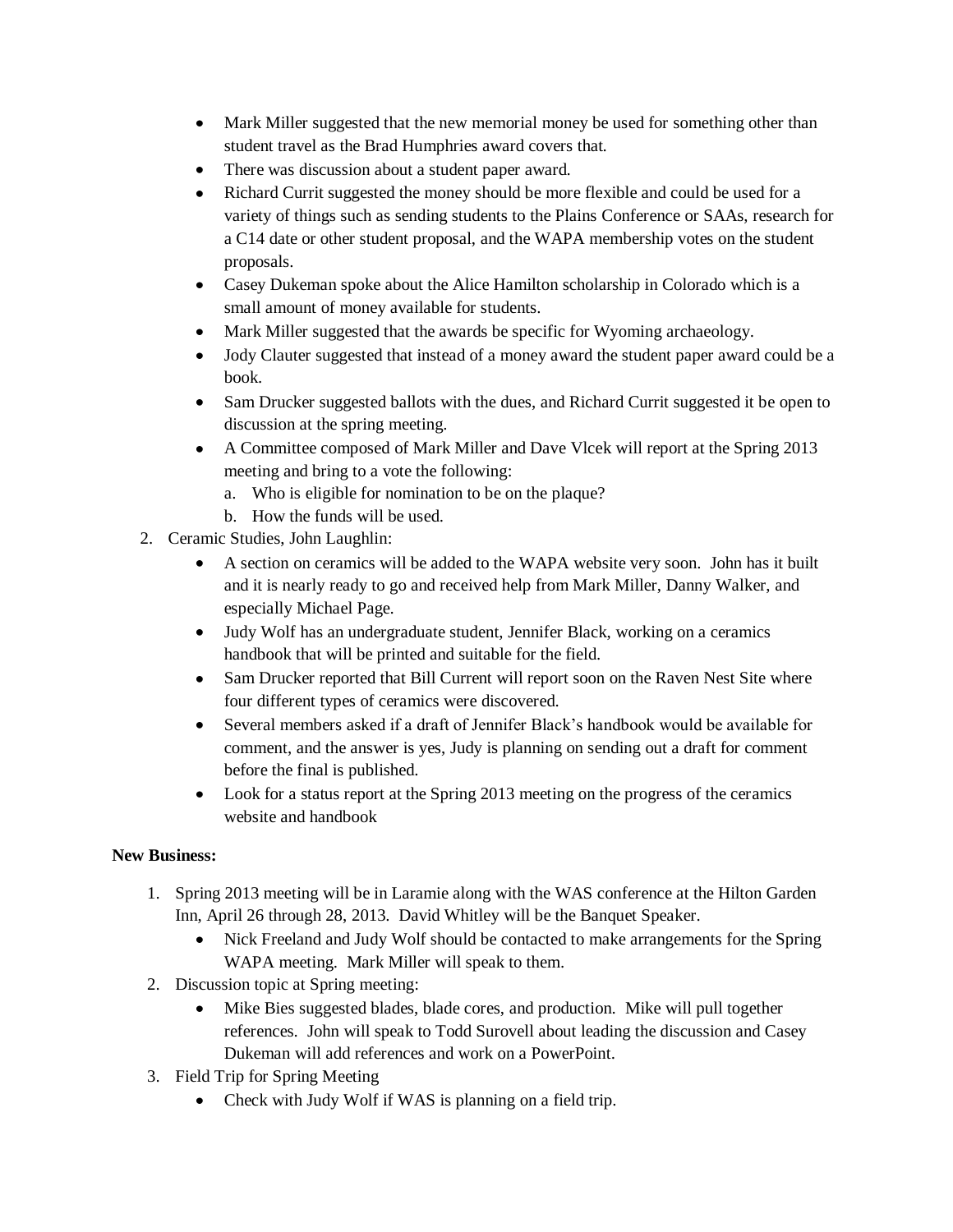- Mark Miller suggested that the new memorial money be used for something other than student travel as the Brad Humphries award covers that.
- There was discussion about a student paper award.
- Richard Currit suggested the money should be more flexible and could be used for a variety of things such as sending students to the Plains Conference or SAAs, research for a C14 date or other student proposal, and the WAPA membership votes on the student proposals.
- Casey Dukeman spoke about the Alice Hamilton scholarship in Colorado which is a small amount of money available for students.
- Mark Miller suggested that the awards be specific for Wyoming archaeology.
- Jody Clauter suggested that instead of a money award the student paper award could be a book.
- Sam Drucker suggested ballots with the dues, and Richard Currit suggested it be open to discussion at the spring meeting.
- A Committee composed of Mark Miller and Dave Vlcek will report at the Spring 2013 meeting and bring to a vote the following:
    a. Who is eligible for nomination to be on the plaque?
    b. How the funds will be used.

2. Ceramic Studies, John Laughlin:
    - A section on ceramics will be added to the WAPA website very soon. John has it built and it is nearly ready to go and received help from Mark Miller, Danny Walker, and especially Michael Page.
    - Judy Wolf has an undergraduate student, Jennifer Black, working on a ceramics handbook that will be printed and suitable for the field.
    - Sam Drucker reported that Bill Current will report soon on the Raven Nest Site where four different types of ceramics were discovered.
    - Several members asked if a draft of Jennifer Black's handbook would be available for comment, and the answer is yes, Judy is planning on sending out a draft for comment before the final is published.
    - Look for a status report at the Spring 2013 meeting on the progress of the ceramics website and handbook

**New Business:**

1. Spring 2013 meeting will be in Laramie along with the WAS conference at the Hilton Garden Inn, April 26 through 28, 2013. David Whitley will be the Banquet Speaker.
    - Nick Freeland and Judy Wolf should be contacted to make arrangements for the Spring WAPA meeting. Mark Miller will speak to them.
2. Discussion topic at Spring meeting:
    - Mike Bies suggested blades, blade cores, and production. Mike will pull together references. John will speak to Todd Surovell about leading the discussion and Casey Dukeman will add references and work on a PowerPoint.
3. Field Trip for Spring Meeting
    - Check with Judy Wolf if WAS is planning on a field trip.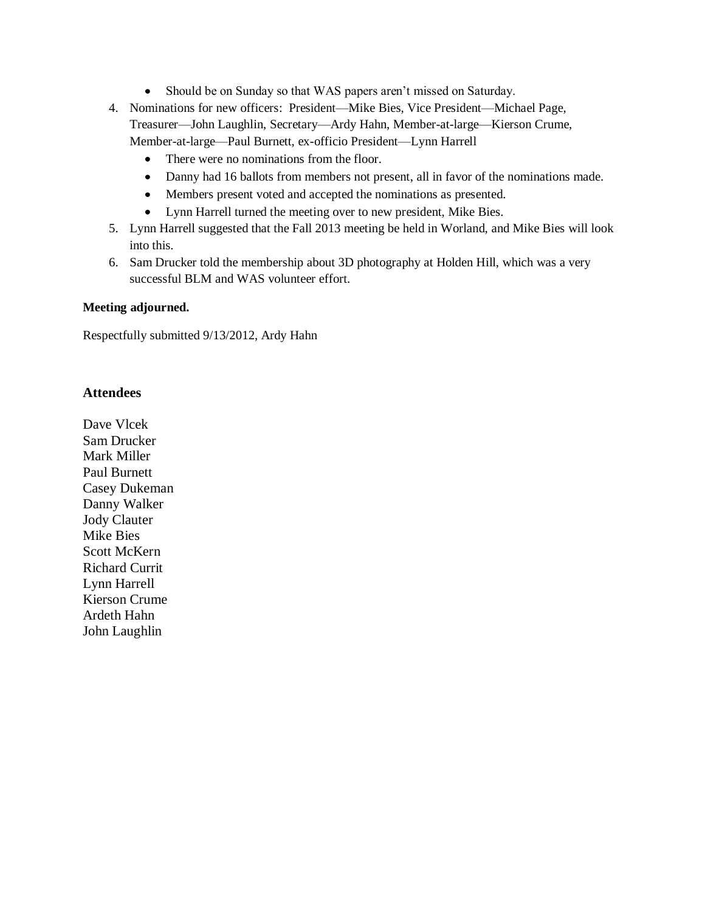- Should be on Sunday so that WAS papers aren't missed on Saturday.

4. Nominations for new officers: President—Mike Bies, Vice President—Michael Page, Treasurer—John Laughlin, Secretary—Ardy Hahn, Member-at-large—Kierson Crume, Member-at-large—Paul Burnett, ex-officio President—Lynn Harrell
   - There were no nominations from the floor.
   - Danny had 16 ballots from members not present, all in favor of the nominations made.
   - Members present voted and accepted the nominations as presented.
   - Lynn Harrell turned the meeting over to new president, Mike Bies.
5. Lynn Harrell suggested that the Fall 2013 meeting be held in Worland, and Mike Bies will look into this.
6. Sam Drucker told the membership about 3D photography at Holden Hill, which was a very successful BLM and WAS volunteer effort.

**Meeting adjourned.**

Respectfully submitted 9/13/2012, Ardy Hahn

### Attendees

Dave Vlcek
Sam Drucker
Mark Miller
Paul Burnett
Casey Dukeman
Danny Walker
Jody Clauter
Mike Bies
Scott McKern
Richard Currit
Lynn Harrell
Kierson Crume
Ardeth Hahn
John Laughlin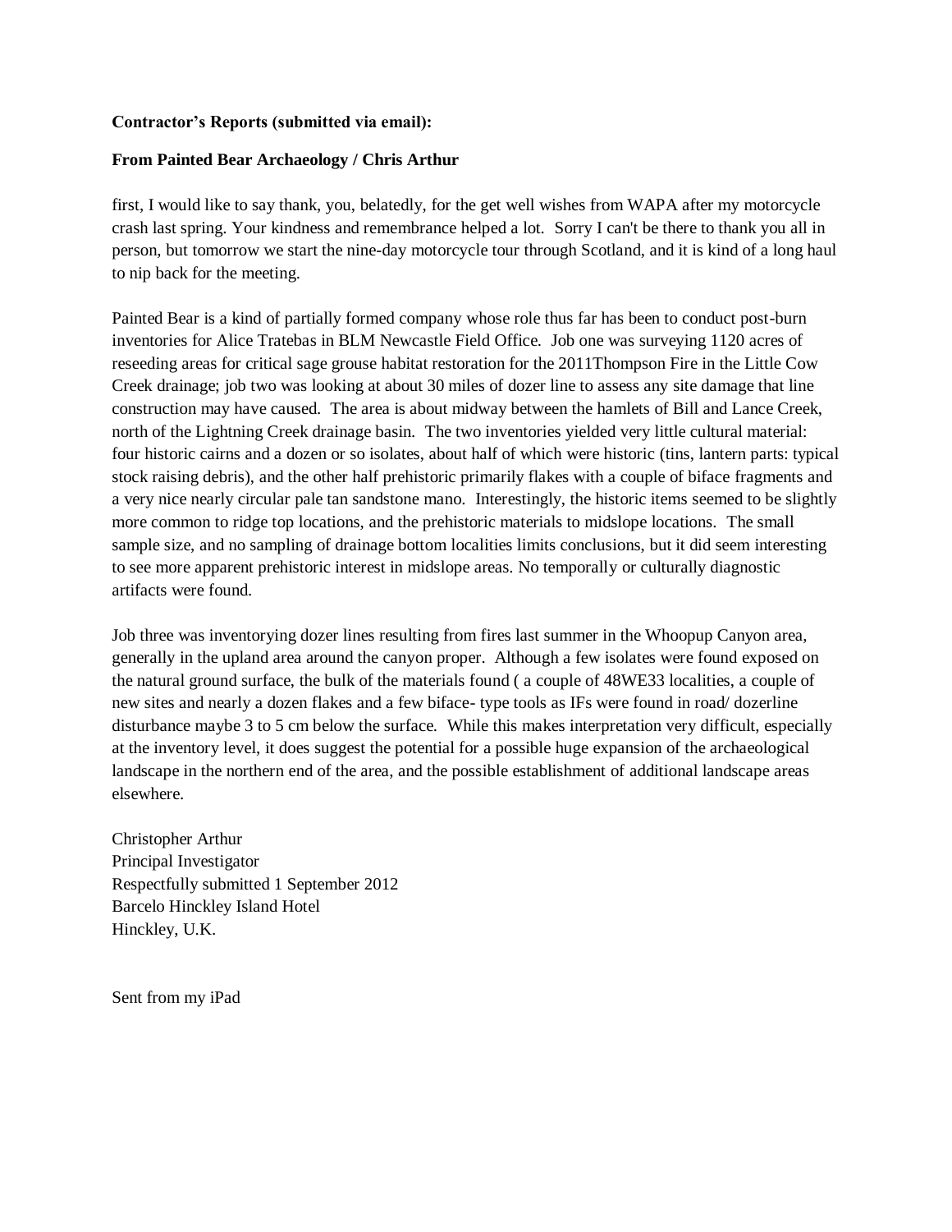**Contractor's Reports (submitted via email):**

**From Painted Bear Archaeology / Chris Arthur**

first, I would like to say thank, you, belatedly, for the get well wishes from WAPA after my motorcycle crash last spring. Your kindness and remembrance helped a lot. Sorry I can't be there to thank you all in person, but tomorrow we start the nine-day motorcycle tour through Scotland, and it is kind of a long haul to nip back for the meeting.

Painted Bear is a kind of partially formed company whose role thus far has been to conduct post-burn inventories for Alice Tratebas in BLM Newcastle Field Office. Job one was surveying 1120 acres of reseeding areas for critical sage grouse habitat restoration for the 2011Thompson Fire in the Little Cow Creek drainage; job two was looking at about 30 miles of dozer line to assess any site damage that line construction may have caused. The area is about midway between the hamlets of Bill and Lance Creek, north of the Lightning Creek drainage basin. The two inventories yielded very little cultural material: four historic cairns and a dozen or so isolates, about half of which were historic (tins, lantern parts: typical stock raising debris), and the other half prehistoric primarily flakes with a couple of biface fragments and a very nice nearly circular pale tan sandstone mano. Interestingly, the historic items seemed to be slightly more common to ridge top locations, and the prehistoric materials to midslope locations. The small sample size, and no sampling of drainage bottom localities limits conclusions, but it did seem interesting to see more apparent prehistoric interest in midslope areas. No temporally or culturally diagnostic artifacts were found.

Job three was inventorying dozer lines resulting from fires last summer in the Whoopup Canyon area, generally in the upland area around the canyon proper. Although a few isolates were found exposed on the natural ground surface, the bulk of the materials found ( a couple of 48WE33 localities, a couple of new sites and nearly a dozen flakes and a few biface- type tools as IFs were found in road/ dozerline disturbance maybe 3 to 5 cm below the surface. While this makes interpretation very difficult, especially at the inventory level, it does suggest the potential for a possible huge expansion of the archaeological landscape in the northern end of the area, and the possible establishment of additional landscape areas elsewhere.

Christopher Arthur
Principal Investigator
Respectfully submitted 1 September 2012
Barcelo Hinckley Island Hotel
Hinckley, U.K.

Sent from my iPad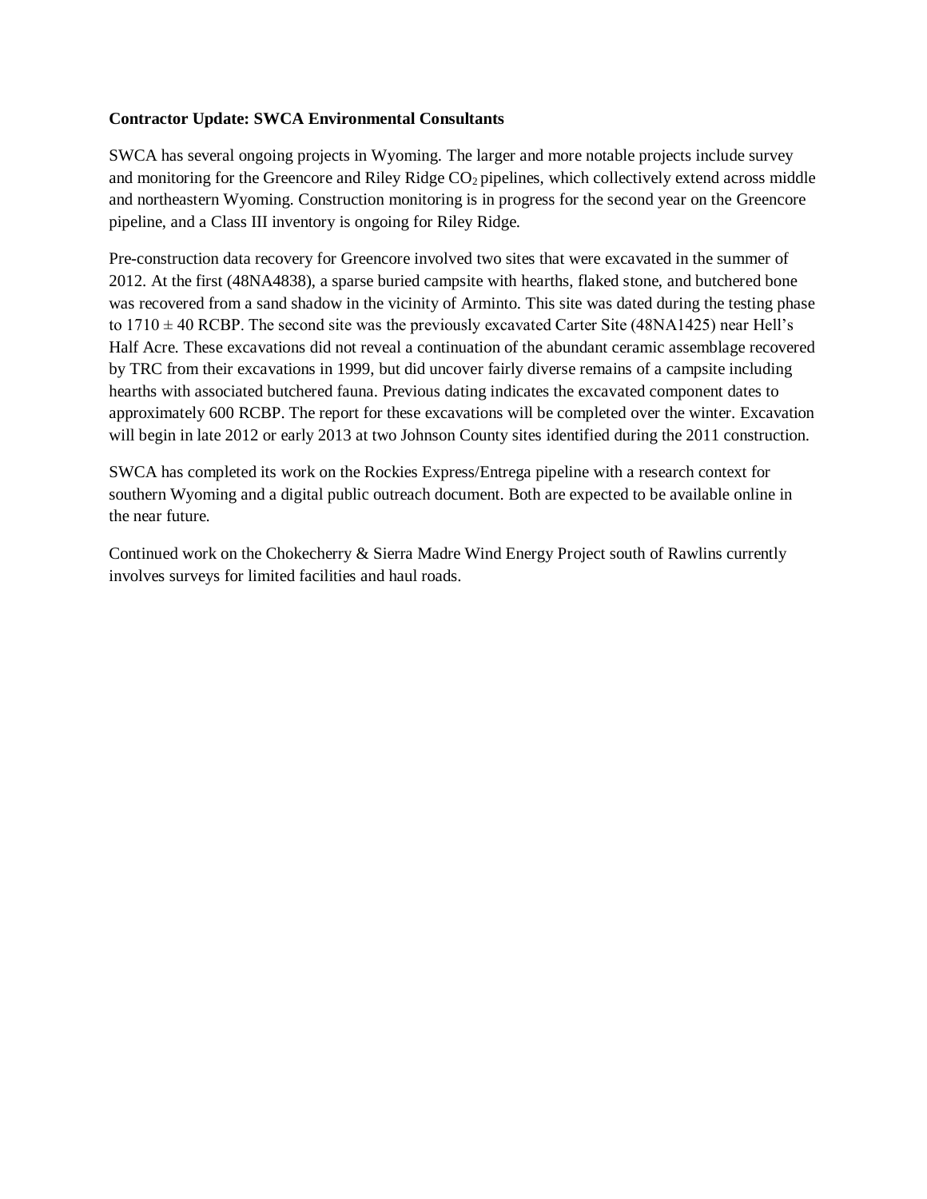**Contractor Update: SWCA Environmental Consultants**

SWCA has several ongoing projects in Wyoming. The larger and more notable projects include survey and monitoring for the Greencore and Riley Ridge $CO_2$ pipelines, which collectively extend across middle and northeastern Wyoming. Construction monitoring is in progress for the second year on the Greencore pipeline, and a Class III inventory is ongoing for Riley Ridge.

Pre-construction data recovery for Greencore involved two sites that were excavated in the summer of 2012. At the first (48NA4838), a sparse buried campsite with hearths, flaked stone, and butchered bone was recovered from a sand shadow in the vicinity of Arminto. This site was dated during the testing phase to $1710 \pm 40$ RCBP. The second site was the previously excavated Carter Site (48NA1425) near Hell's Half Acre. These excavations did not reveal a continuation of the abundant ceramic assemblage recovered by TRC from their excavations in 1999, but did uncover fairly diverse remains of a campsite including hearths with associated butchered fauna. Previous dating indicates the excavated component dates to approximately 600 RCBP. The report for these excavations will be completed over the winter. Excavation will begin in late 2012 or early 2013 at two Johnson County sites identified during the 2011 construction.

SWCA has completed its work on the Rockies Express/Entrega pipeline with a research context for southern Wyoming and a digital public outreach document. Both are expected to be available online in the near future.

Continued work on the Chokecherry & Sierra Madre Wind Energy Project south of Rawlins currently involves surveys for limited facilities and haul roads.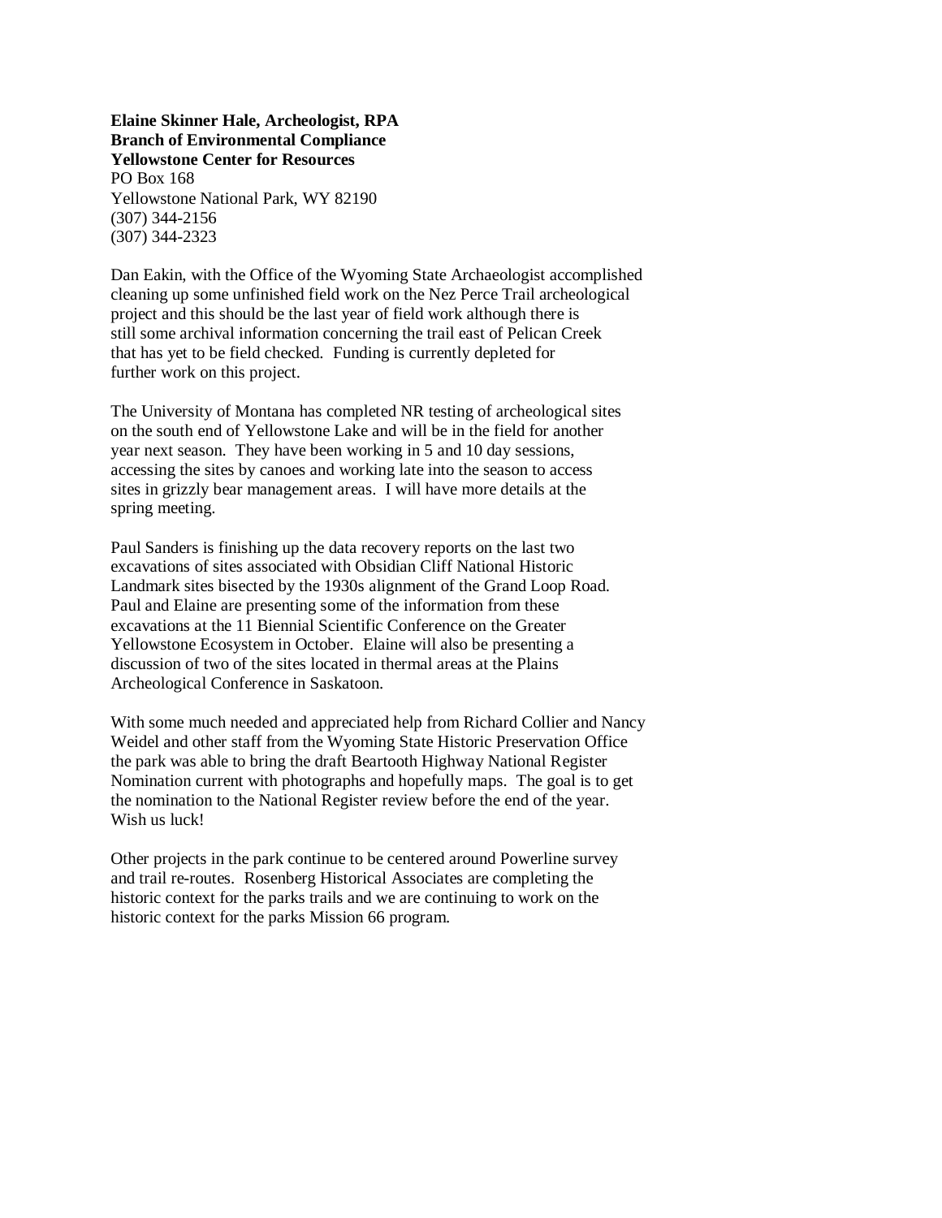**Elaine Skinner Hale, Archeologist, RPA**
**Branch of Environmental Compliance**
**Yellowstone Center for Resources**
PO Box 168
Yellowstone National Park, WY 82190
(307) 344-2156
(307) 344-2323

Dan Eakin, with the Office of the Wyoming State Archaeologist accomplished cleaning up some unfinished field work on the Nez Perce Trail archeological project and this should be the last year of field work although there is still some archival information concerning the trail east of Pelican Creek that has yet to be field checked. Funding is currently depleted for further work on this project.

The University of Montana has completed NR testing of archeological sites on the south end of Yellowstone Lake and will be in the field for another year next season. They have been working in 5 and 10 day sessions, accessing the sites by canoes and working late into the season to access sites in grizzly bear management areas. I will have more details at the spring meeting.

Paul Sanders is finishing up the data recovery reports on the last two excavations of sites associated with Obsidian Cliff National Historic Landmark sites bisected by the 1930s alignment of the Grand Loop Road. Paul and Elaine are presenting some of the information from these excavations at the 11 Biennial Scientific Conference on the Greater Yellowstone Ecosystem in October. Elaine will also be presenting a discussion of two of the sites located in thermal areas at the Plains Archeological Conference in Saskatoon.

With some much needed and appreciated help from Richard Collier and Nancy Weidel and other staff from the Wyoming State Historic Preservation Office the park was able to bring the draft Beartooth Highway National Register Nomination current with photographs and hopefully maps. The goal is to get the nomination to the National Register review before the end of the year. Wish us luck!

Other projects in the park continue to be centered around Powerline survey and trail re-routes. Rosenberg Historical Associates are completing the historic context for the parks trails and we are continuing to work on the historic context for the parks Mission 66 program.